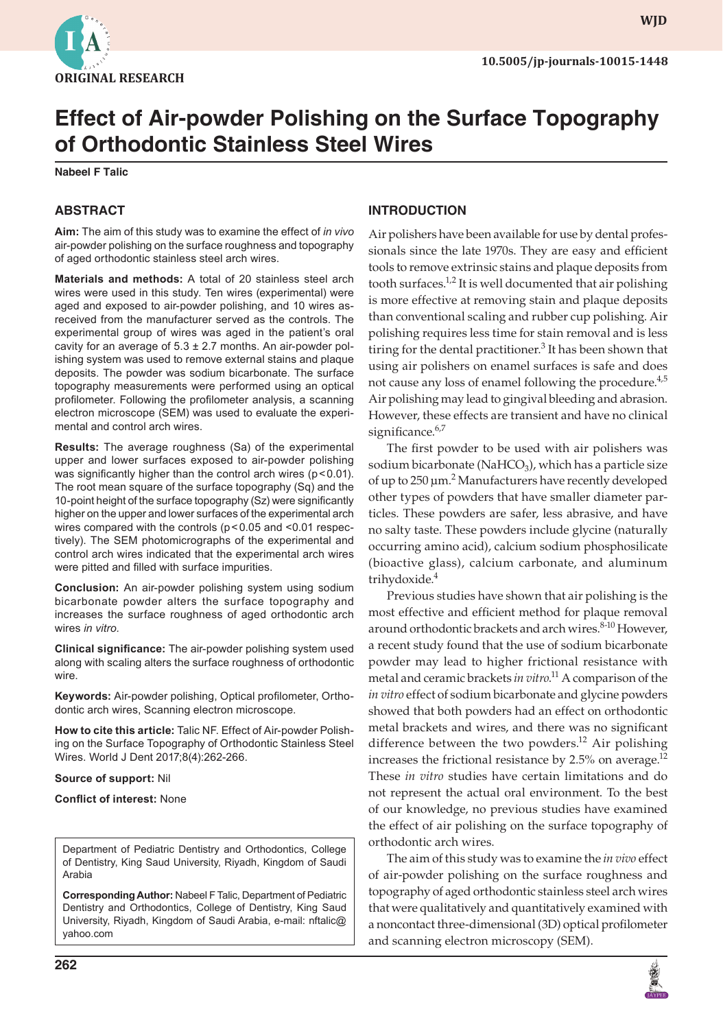ORIGINAL RESEARCH

# Effect of Air-powder Polishing on the Surface Topography of Orthodontic Stainless Steel Wires

**Nabeel F Talic**

## ABSTRACT

**Aim:** The aim of this study was to examine the effect of *in vivo* air-powder polishing on the surface roughness and topography of aged orthodontic stainless steel arch wires.

**Materials and methods:** A total of 20 stainless steel arch wires were used in this study. Ten wires (experimental) were aged and exposed to air-powder polishing, and 10 wires as-received from the manufacturer served as the controls. The experimental group of wires was aged in the patient's oral cavity for an average of 5.3 ± 2.7 months. An air-powder polishing system was used to remove external stains and plaque deposits. The powder was sodium bicarbonate. The surface topography measurements were performed using an optical profilometer. Following the profilometer analysis, a scanning electron microscope (SEM) was used to evaluate the experimental and control arch wires.

**Results:** The average roughness (Sa) of the experimental upper and lower surfaces exposed to air-powder polishing was significantly higher than the control arch wires ($p < 0.01$). The root mean square of the surface topography (Sq) and the 10-point height of the surface topography (Sz) were significantly higher on the upper and lower surfaces of the experimental arch wires compared with the controls ($p < 0.05$ and $< 0.01$ respectively). The SEM photomicrographs of the experimental and control arch wires indicated that the experimental arch wires were pitted and filled with surface impurities.

**Conclusion:** An air-powder polishing system using sodium bicarbonate powder alters the surface topography and increases the surface roughness of aged orthodontic arch wires *in vitro.*

**Clinical significance:** The air-powder polishing system used along with scaling alters the surface roughness of orthodontic wire.

**Keywords:** Air-powder polishing, Optical profilometer, Orthodontic arch wires, Scanning electron microscope.

**How to cite this article:** Talic NF. Effect of Air-powder Polishing on the Surface Topography of Orthodontic Stainless Steel Wires. World J Dent 2017;8(4):262-266.

**Source of support:** Nil

**Conflict of interest:** None

Department of Pediatric Dentistry and Orthodontics, College of Dentistry, King Saud University, Riyadh, Kingdom of Saudi Arabia

**Corresponding Author:** Nabeel F Talic, Department of Pediatric Dentistry and Orthodontics, College of Dentistry, King Saud University, Riyadh, Kingdom of Saudi Arabia, e-mail: nftalic@yahoo.com

## INTRODUCTION

Air polishers have been available for use by dental professionals since the late 1970s. They are easy and efficient tools to remove extrinsic stains and plaque deposits from tooth surfaces.[1,2] It is well documented that air polishing is more effective at removing stain and plaque deposits than conventional scaling and rubber cup polishing. Air polishing requires less time for stain removal and is less tiring for the dental practitioner.[3] It has been shown that using air polishers on enamel surfaces is safe and does not cause any loss of enamel following the procedure.[4,5] Air polishing may lead to gingival bleeding and abrasion. However, these effects are transient and have no clinical significance.[6,7]

The first powder to be used with air polishers was sodium bicarbonate ($NaHCO_3$), which has a particle size of up to 250 μm.[2] Manufacturers have recently developed other types of powders that have smaller diameter particles. These powders are safer, less abrasive, and have no salty taste. These powders include glycine (naturally occurring amino acid), calcium sodium phosphosilicate (bioactive glass), calcium carbonate, and aluminum trihydoxide.[4]

Previous studies have shown that air polishing is the most effective and efficient method for plaque removal around orthodontic brackets and arch wires.[8-10] However, a recent study found that the use of sodium bicarbonate powder may lead to higher frictional resistance with metal and ceramic brackets *in vitro*.[11] A comparison of the *in vitro* effect of sodium bicarbonate and glycine powders showed that both powders had an effect on orthodontic metal brackets and wires, and there was no significant difference between the two powders.[12] Air polishing increases the frictional resistance by 2.5% on average.[12] These *in vitro* studies have certain limitations and do not represent the actual oral environment. To the best of our knowledge, no previous studies have examined the effect of air polishing on the surface topography of orthodontic arch wires.

The aim of this study was to examine the *in vivo* effect of air-powder polishing on the surface roughness and topography of aged orthodontic stainless steel arch wires that were qualitatively and quantitatively examined with a noncontact three-dimensional (3D) optical profilometer and scanning electron microscopy (SEM).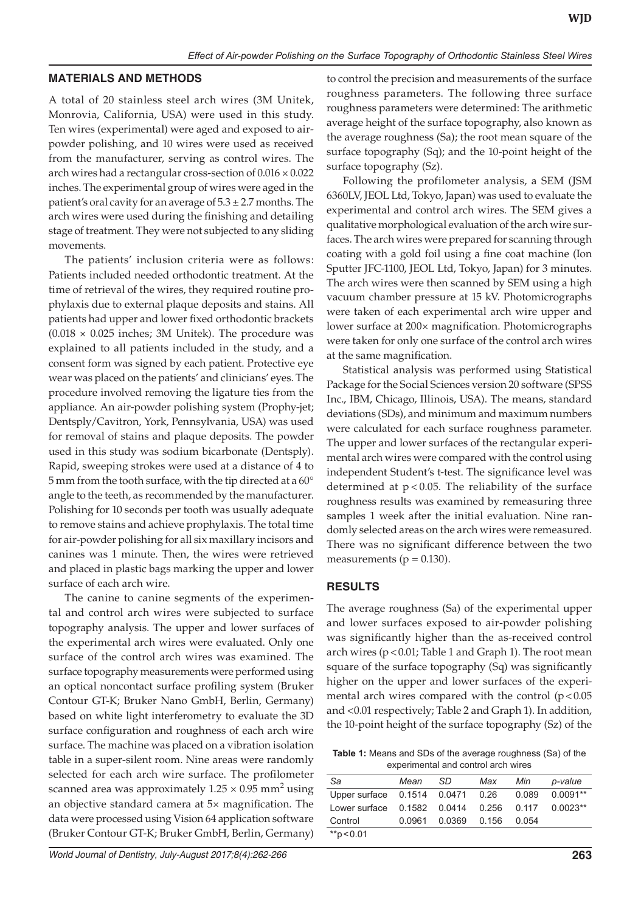## MATERIALS AND METHODS

A total of 20 stainless steel arch wires (3M Unitek, Monrovia, California, USA) were used in this study. Ten wires (experimental) were aged and exposed to air-powder polishing, and 10 wires were used as received from the manufacturer, serving as control wires. The arch wires had a rectangular cross-section of $0.016 \times 0.022$ inches. The experimental group of wires were aged in the patient's oral cavity for an average of $5.3 \pm 2.7$ months. The arch wires were used during the finishing and detailing stage of treatment. They were not subjected to any sliding movements.

The patients' inclusion criteria were as follows: Patients included needed orthodontic treatment. At the time of retrieval of the wires, they required routine prophylaxis due to external plaque deposits and stains. All patients had upper and lower fixed orthodontic brackets ($0.018 \times 0.025$ inches; 3M Unitek). The procedure was explained to all patients included in the study, and a consent form was signed by each patient. Protective eye wear was placed on the patients' and clinicians' eyes. The procedure involved removing the ligature ties from the appliance. An air-powder polishing system (Prophy-jet; Dentsply/Cavitron, York, Pennsylvania, USA) was used for removal of stains and plaque deposits. The powder used in this study was sodium bicarbonate (Dentsply). Rapid, sweeping strokes were used at a distance of 4 to 5 mm from the tooth surface, with the tip directed at a 60° angle to the teeth, as recommended by the manufacturer. Polishing for 10 seconds per tooth was usually adequate to remove stains and achieve prophylaxis. The total time for air-powder polishing for all six maxillary incisors and canines was 1 minute. Then, the wires were retrieved and placed in plastic bags marking the upper and lower surface of each arch wire.

The canine to canine segments of the experimental and control arch wires were subjected to surface topography analysis. The upper and lower surfaces of the experimental arch wires were evaluated. Only one surface of the control arch wires was examined. The surface topography measurements were performed using an optical noncontact surface profiling system (Bruker Contour GT-K; Bruker Nano GmbH, Berlin, Germany) based on white light interferometry to evaluate the 3D surface configuration and roughness of each arch wire surface. The machine was placed on a vibration isolation table in a super-silent room. Nine areas were randomly selected for each arch wire surface. The profilometer scanned area was approximately $1.25 \times 0.95$ mm$^2$ using an objective standard camera at 5× magnification. The data were processed using Vision 64 application software (Bruker Contour GT-K; Bruker GmbH, Berlin, Germany) to control the precision and measurements of the surface roughness parameters. The following three surface roughness parameters were determined: The arithmetic average height of the surface topography, also known as the average roughness (Sa); the root mean square of the surface topography (Sq); and the 10-point height of the surface topography (Sz).

Following the profilometer analysis, a SEM (JSM 6360LV, JEOL Ltd, Tokyo, Japan) was used to evaluate the experimental and control arch wires. The SEM gives a qualitative morphological evaluation of the arch wire surfaces. The arch wires were prepared for scanning through coating with a gold foil using a fine coat machine (Ion Sputter JFC-1100, JEOL Ltd, Tokyo, Japan) for 3 minutes. The arch wires were then scanned by SEM using a high vacuum chamber pressure at 15 kV. Photomicrographs were taken of each experimental arch wire upper and lower surface at 200× magnification. Photomicrographs were taken for only one surface of the control arch wires at the same magnification.

Statistical analysis was performed using Statistical Package for the Social Sciences version 20 software (SPSS Inc., IBM, Chicago, Illinois, USA). The means, standard deviations (SDs), and minimum and maximum numbers were calculated for each surface roughness parameter. The upper and lower surfaces of the rectangular experimental arch wires were compared with the control using independent Student's t-test. The significance level was determined at $p < 0.05$. The reliability of the surface roughness results was examined by remeasuring three samples 1 week after the initial evaluation. Nine randomly selected areas on the arch wires were remeasured. There was no significant difference between the two measurements ($p = 0.130$).

## RESULTS

The average roughness (Sa) of the experimental upper and lower surfaces exposed to air-powder polishing was significantly higher than the as-received control arch wires ($p < 0.01$; Table 1 and Graph 1). The root mean square of the surface topography (Sq) was significantly higher on the upper and lower surfaces of the experimental arch wires compared with the control ($p < 0.05$ and $< 0.01$ respectively; Table 2 and Graph 1). In addition, the 10-point height of the surface topography (Sz) of the

**Table 1:** Means and SDs of the average roughness (Sa) of the experimental and control arch wires

| *Sa* | *Mean* | *SD* | *Max* | *Min* | *p-value* |
|---|---|---|---|---|---|
| Upper surface | 0.1514 | 0.0471 | 0.26 | 0.089 | 0.0091** |
| Lower surface | 0.1582 | 0.0414 | 0.256 | 0.117 | 0.0023** |
| Control | 0.0961 | 0.0369 | 0.156 | 0.054 | |

**$p < 0.01$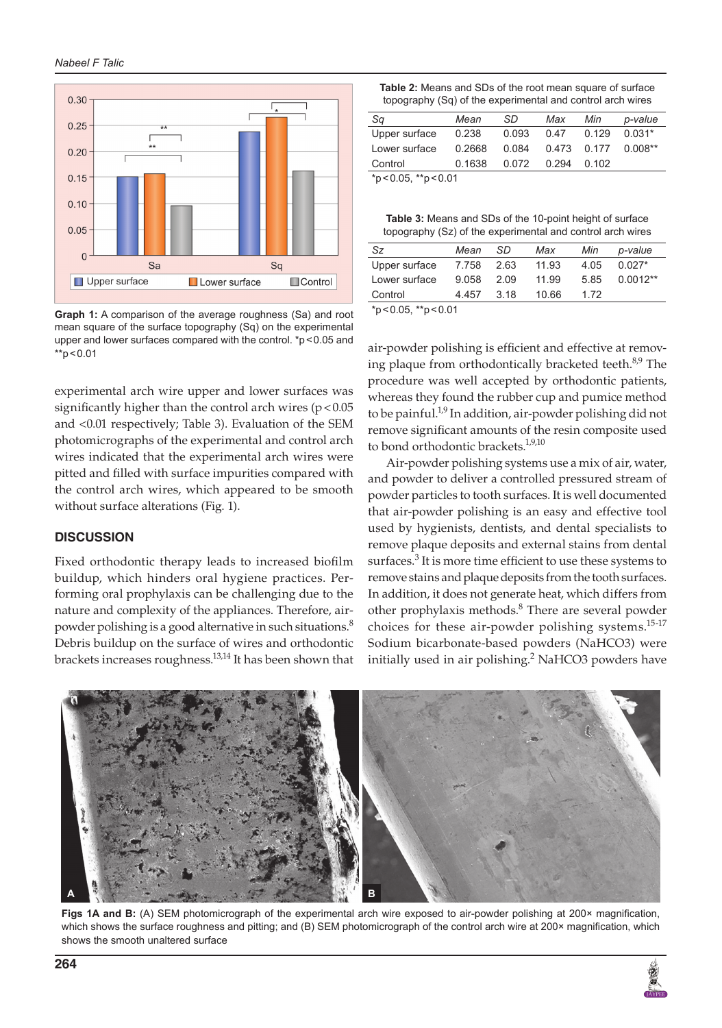Graph 1: A comparison of the average roughness (Sa) and root mean square of the surface topography (Sq) on the experimental upper and lower surfaces compared with the control. *p < 0.05 and **p < 0.01

experimental arch wire upper and lower surfaces was significantly higher than the control arch wires ($p < 0.05$ and $< 0.01$ respectively; Table 3). Evaluation of the SEM photomicrographs of the experimental and control arch wires indicated that the experimental arch wires were pitted and filled with surface impurities compared with the control arch wires, which appeared to be smooth without surface alterations (Fig. 1).

## DISCUSSION

Fixed orthodontic therapy leads to increased biofilm buildup, which hinders oral hygiene practices. Performing oral prophylaxis can be challenging due to the nature and complexity of the appliances. Therefore, air-powder polishing is a good alternative in such situations.[8] Debris buildup on the surface of wires and orthodontic brackets increases roughness.[13,14] It has been shown that air-powder polishing is efficient and effective at removing plaque from orthodontically bracketed teeth.[8,9] The procedure was well accepted by orthodontic patients, whereas they found the rubber cup and pumice method to be painful.[1,9] In addition, air-powder polishing did not remove significant amounts of the resin composite used to bond orthodontic brackets.[1,9,10]

Air-powder polishing systems use a mix of air, water, and powder to deliver a controlled pressured stream of powder particles to tooth surfaces. It is well documented that air-powder polishing is an easy and effective tool used by hygienists, dentists, and dental specialists to remove plaque deposits and external stains from dental surfaces.[3] It is more time efficient to use these systems to remove stains and plaque deposits from the tooth surfaces. In addition, it does not generate heat, which differs from other prophylaxis methods.[8] There are several powder choices for these air-powder polishing systems.[15-17] Sodium bicarbonate-based powders ($NaHCO_3$) were initially used in air polishing.[2] $NaHCO_3$ powders have

**Table 2:** Means and SDs of the root mean square of surface topography (Sq) of the experimental and control arch wires

| Sq | Mean | SD | Max | Min | p-value |
|---|---|---|---|---|---|
| Upper surface | 0.238 | 0.093 | 0.47 | 0.129 | 0.031* |
| Lower surface | 0.2668 | 0.084 | 0.473 | 0.177 | 0.008** |
| Control | 0.1638 | 0.072 | 0.294 | 0.102 | |

*p < 0.05, **p < 0.01

**Table 3:** Means and SDs of the 10-point height of surface topography (Sz) of the experimental and control arch wires

| Sz | Mean | SD | Max | Min | p-value |
|---|---|---|---|---|---|
| Upper surface | 7.758 | 2.63 | 11.93 | 4.05 | 0.027* |
| Lower surface | 9.058 | 2.09 | 11.99 | 5.85 | 0.0012** |
| Control | 4.457 | 3.18 | 10.66 | 1.72 | |

*p < 0.05, **p < 0.01

**Figs 1A and B:** (A) SEM photomicrograph of the experimental arch wire exposed to air-powder polishing at 200× magnification, which shows the surface roughness and pitting; and (B) SEM photomicrograph of the control arch wire at 200× magnification, which shows the smooth unaltered surface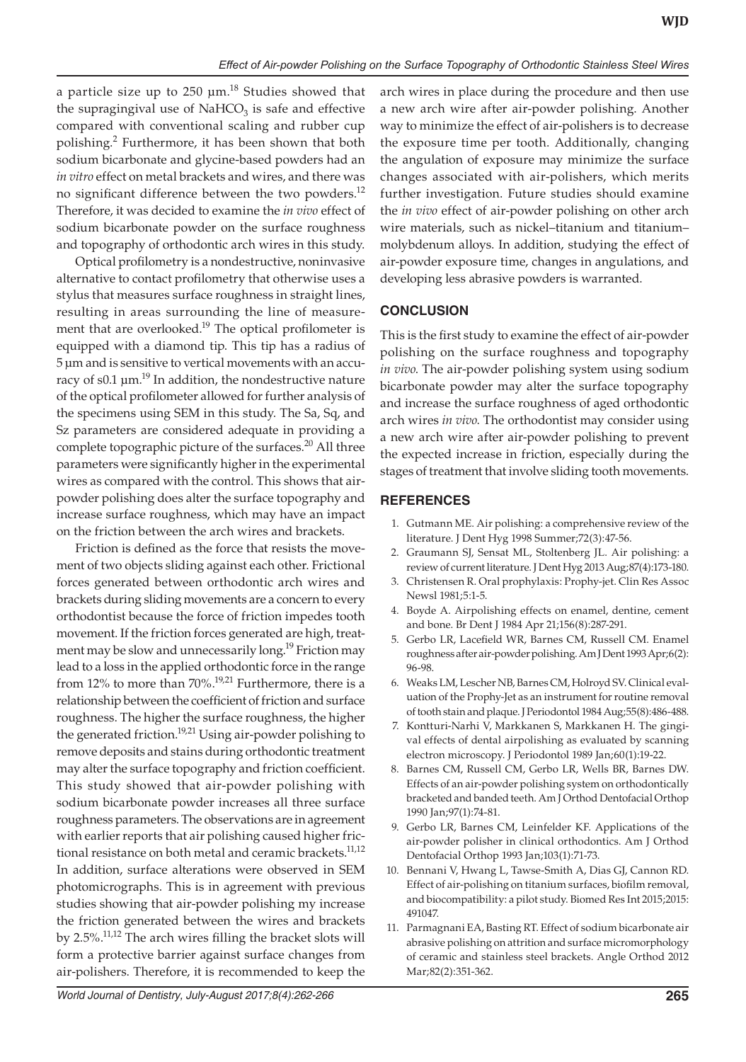a particle size up to 250 µm.[18] Studies showed that the supragingival use of $NaHCO_3$ is safe and effective compared with conventional scaling and rubber cup polishing.[2] Furthermore, it has been shown that both sodium bicarbonate and glycine-based powders had an *in vitro* effect on metal brackets and wires, and there was no significant difference between the two powders.[12] Therefore, it was decided to examine the *in vivo* effect of sodium bicarbonate powder on the surface roughness and topography of orthodontic arch wires in this study.

Optical profilometry is a nondestructive, noninvasive alternative to contact profilometry that otherwise uses a stylus that measures surface roughness in straight lines, resulting in areas surrounding the line of measurement that are overlooked.[19] The optical profilometer is equipped with a diamond tip. This tip has a radius of 5 µm and is sensitive to vertical movements with an accuracy of s0.1 µm.[19] In addition, the nondestructive nature of the optical profilometer allowed for further analysis of the specimens using SEM in this study. The Sa, Sq, and Sz parameters are considered adequate in providing a complete topographic picture of the surfaces.[20] All three parameters were significantly higher in the experimental wires as compared with the control. This shows that air-powder polishing does alter the surface topography and increase surface roughness, which may have an impact on the friction between the arch wires and brackets.

Friction is defined as the force that resists the movement of two objects sliding against each other. Frictional forces generated between orthodontic arch wires and brackets during sliding movements are a concern to every orthodontist because the force of friction impedes tooth movement. If the friction forces generated are high, treatment may be slow and unnecessarily long.[19] Friction may lead to a loss in the applied orthodontic force in the range from 12% to more than 70%.[19,21] Furthermore, there is a relationship between the coefficient of friction and surface roughness. The higher the surface roughness, the higher the generated friction.[19,21] Using air-powder polishing to remove deposits and stains during orthodontic treatment may alter the surface topography and friction coefficient. This study showed that air-powder polishing with sodium bicarbonate powder increases all three surface roughness parameters. The observations are in agreement with earlier reports that air polishing caused higher frictional resistance on both metal and ceramic brackets.[11,12] In addition, surface alterations were observed in SEM photomicrographs. This is in agreement with previous studies showing that air-powder polishing my increase the friction generated between the wires and brackets by 2.5%.[11,12] The arch wires filling the bracket slots will form a protective barrier against surface changes from air-polishers. Therefore, it is recommended to keep the arch wires in place during the procedure and then use a new arch wire after air-powder polishing. Another way to minimize the effect of air-polishers is to decrease the exposure time per tooth. Additionally, changing the angulation of exposure may minimize the surface changes associated with air-polishers, which merits further investigation. Future studies should examine the *in vivo* effect of air-powder polishing on other arch wire materials, such as nickel–titanium and titanium–molybdenum alloys. In addition, studying the effect of air-powder exposure time, changes in angulations, and developing less abrasive powders is warranted.

## CONCLUSION

This is the first study to examine the effect of air-powder polishing on the surface roughness and topography *in vivo*. The air-powder polishing system using sodium bicarbonate powder may alter the surface topography and increase the surface roughness of aged orthodontic arch wires *in vivo*. The orthodontist may consider using a new arch wire after air-powder polishing to prevent the expected increase in friction, especially during the stages of treatment that involve sliding tooth movements.

## REFERENCES

1. Gutmann ME. Air polishing: a comprehensive review of the literature. J Dent Hyg 1998 Summer;72(3):47-56.
2. Graumann SJ, Sensat ML, Stoltenberg JL. Air polishing: a review of current literature. J Dent Hyg 2013 Aug;87(4):173-180.
3. Christensen R. Oral prophylaxis: Prophy-jet. Clin Res Assoc Newsl 1981;5:1-5.
4. Boyde A. Airpolishing effects on enamel, dentine, cement and bone. Br Dent J 1984 Apr 21;156(8):287-291.
5. Gerbo LR, Lacefield WR, Barnes CM, Russell CM. Enamel roughness after air-powder polishing. Am J Dent 1993 Apr;6(2):96-98.
6. Weaks LM, Lescher NB, Barnes CM, Holroyd SV. Clinical evaluation of the Prophy-Jet as an instrument for routine removal of tooth stain and plaque. J Periodontol 1984 Aug;55(8):486-488.
7. Kontturi-Narhi V, Markkanen S, Markkanen H. The gingival effects of dental airpolishing as evaluated by scanning electron microscopy. J Periodontol 1989 Jan;60(1):19-22.
8. Barnes CM, Russell CM, Gerbo LR, Wells BR, Barnes DW. Effects of an air-powder polishing system on orthodontically bracketed and banded teeth. Am J Orthod Dentofacial Orthop 1990 Jan;97(1):74-81.
9. Gerbo LR, Barnes CM, Leinfelder KF. Applications of the air-powder polisher in clinical orthodontics. Am J Orthod Dentofacial Orthop 1993 Jan;103(1):71-73.
10. Bennani V, Hwang L, Tawse-Smith A, Dias GJ, Cannon RD. Effect of air-polishing on titanium surfaces, biofilm removal, and biocompatibility: a pilot study. Biomed Res Int 2015;2015:491047.
11. Parmagnani EA, Basting RT. Effect of sodium bicarbonate air abrasive polishing on attrition and surface micromorphology of ceramic and stainless steel brackets. Angle Orthod 2012 Mar;82(2):351-362.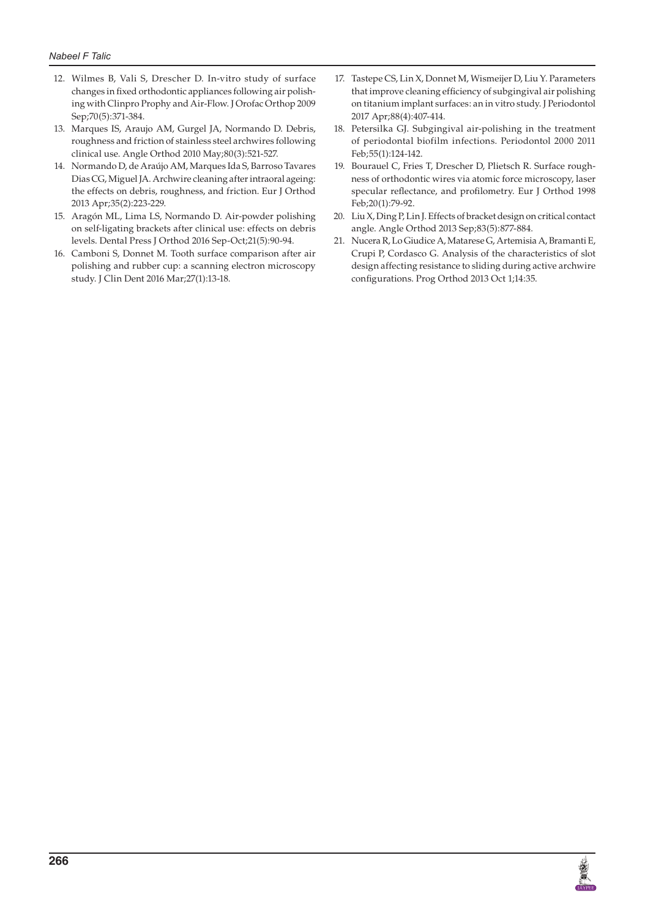12. Wilmes B, Vali S, Drescher D. In-vitro study of surface changes in fixed orthodontic appliances following air polishing with Clinpro Prophy and Air-Flow. J Orofac Orthop 2009 Sep;70(5):371-384.
13. Marques IS, Araujo AM, Gurgel JA, Normando D. Debris, roughness and friction of stainless steel archwires following clinical use. Angle Orthod 2010 May;80(3):521-527.
14. Normando D, de Araújo AM, Marques Ida S, Barroso Tavares Dias CG, Miguel JA. Archwire cleaning after intraoral ageing: the effects on debris, roughness, and friction. Eur J Orthod 2013 Apr;35(2):223-229.
15. Aragón ML, Lima LS, Normando D. Air-powder polishing on self-ligating brackets after clinical use: effects on debris levels. Dental Press J Orthod 2016 Sep-Oct;21(5):90-94.
16. Camboni S, Donnet M. Tooth surface comparison after air polishing and rubber cup: a scanning electron microscopy study. J Clin Dent 2016 Mar;27(1):13-18.
17. Tastepe CS, Lin X, Donnet M, Wismeijer D, Liu Y. Parameters that improve cleaning efficiency of subgingival air polishing on titanium implant surfaces: an in vitro study. J Periodontol 2017 Apr;88(4):407-414.
18. Petersilka GJ. Subgingival air-polishing in the treatment of periodontal biofilm infections. Periodontol 2000 2011 Feb;55(1):124-142.
19. Bourauel C, Fries T, Drescher D, Plietsch R. Surface roughness of orthodontic wires via atomic force microscopy, laser specular reflectance, and profilometry. Eur J Orthod 1998 Feb;20(1):79-92.
20. Liu X, Ding P, Lin J. Effects of bracket design on critical contact angle. Angle Orthod 2013 Sep;83(5):877-884.
21. Nucera R, Lo Giudice A, Matarese G, Artemisia A, Bramanti E, Crupi P, Cordasco G. Analysis of the characteristics of slot design affecting resistance to sliding during active archwire configurations. Prog Orthod 2013 Oct 1;14:35.